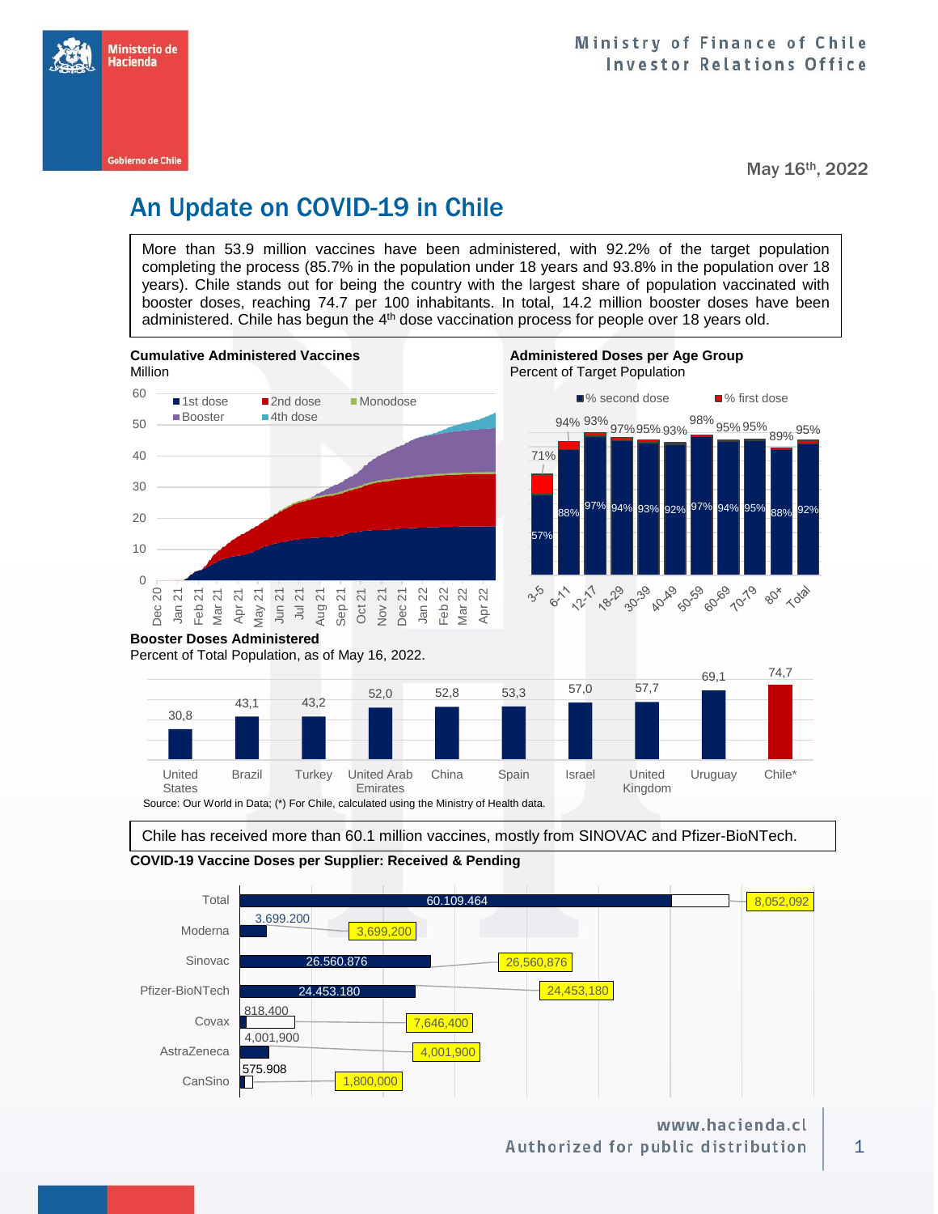Ministry of Finance of Chile
Investor Relations Office

May 16th, 2022

# An Update on COVID-19 in Chile

More than 53.9 million vaccines have been administered, with 92.2% of the target population completing the process (85.7% in the population under 18 years and 93.8% in the population over 18 years). Chile stands out for being the country with the largest share of population vaccinated with booster doses, reaching 74.7 per 100 inhabitants. In total, 14.2 million booster doses have been administered. Chile has begun the 4th dose vaccination process for people over 18 years old.

**Cumulative Administered Vaccines**
Million

**Administered Doses per Age Group**
Percent of Target Population

| Age Group | % second dose | % first dose |
|---|---|---|
| 3-5 | 57% | 71% |
| 6-11 | 88% | 94% |
| 12-17 | 97% | 93% |
| 18-29 | 94% | 97% |
| 30-39 | 93% | 95% |
| 40-49 | 92% | 93% |
| 50-59 | 97% | 98% |
| 60-69 | 94% | 95% |
| 70-79 | 95% | 95% |
| 80+ | 88% | 89% |
| Total | 92% | 95% |

**Booster Doses Administered**
Percent of Total Population, as of May 16, 2022.

| Country | Booster Doses |
|---|---|
| United States | 30,8 |
| Brazil | 43,1 |
| Turkey | 43,2 |
| United Arab Emirates | 52,0 |
| China | 52,8 |
| Spain | 53,3 |
| Israel | 57,0 |
| United Kingdom | 57,7 |
| Uruguay | 69,1 |
| Chile* | 74,7 |

Source: Our World in Data; (*) For Chile, calculated using the Ministry of Health data.

Chile has received more than 60.1 million vaccines, mostly from SINOVAC and Pfizer-BioNTech.

**COVID-19 Vaccine Doses per Supplier: Received & Pending**

| Supplier | Received | Total |
|---|---|---|
| Total | 60.109.464 | 8,052,092 |
| Moderna | 3.699.200 | 3,699,200 |
| Sinovac | 26.560.876 | 26,560,876 |
| Pfizer-BioNTech | 24.453.180 | 24,453,180 |
| Covax | 818,400 | 7,646,400 |
| AstraZeneca | 4,001,900 | 4,001,900 |
| CanSino | 575.908 | 1,800,000 |

www.hacienda.cl
Authorized for public distribution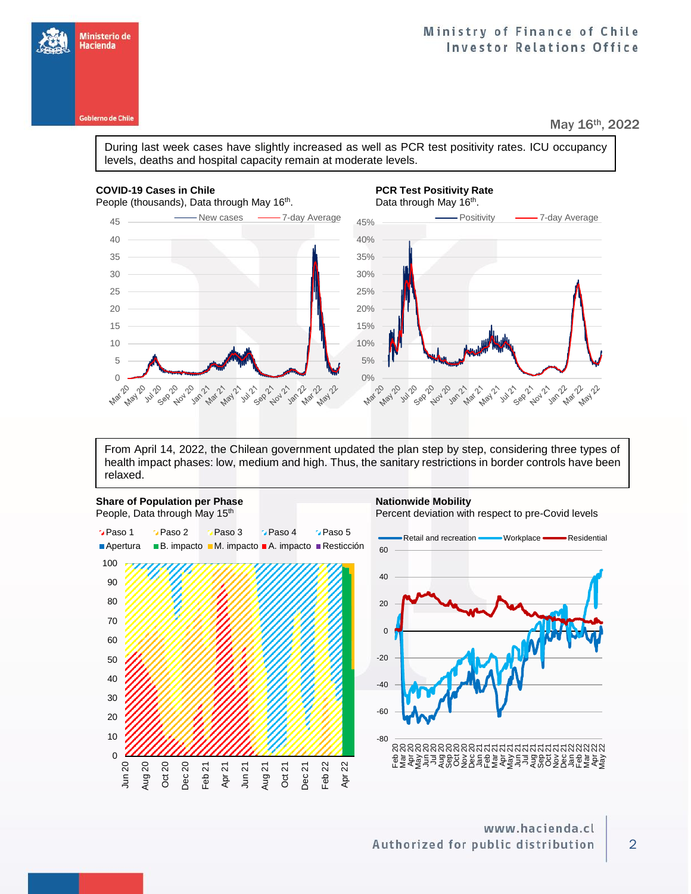Ministerio de Hacienda

Gobierno de Chile

Ministry of Finance of Chile
Investor Relations Office

May 16th, 2022

During last week cases have slightly increased as well as PCR test positivity rates. ICU occupancy levels, deaths and hospital capacity remain at moderate levels.

**COVID-19 Cases in Chile**
People (thousands), Data through May 16th.

**PCR Test Positivity Rate**
Data through May 16th.

From April 14, 2022, the Chilean government updated the plan step by step, considering three types of health impact phases: low, medium and high. Thus, the sanitary restrictions in border controls have been relaxed.

**Share of Population per Phase**
People, Data through May 15th

**Nationwide Mobility**
Percent deviation with respect to pre-Covid levels

www.hacienda.cl
Authorized for public distribution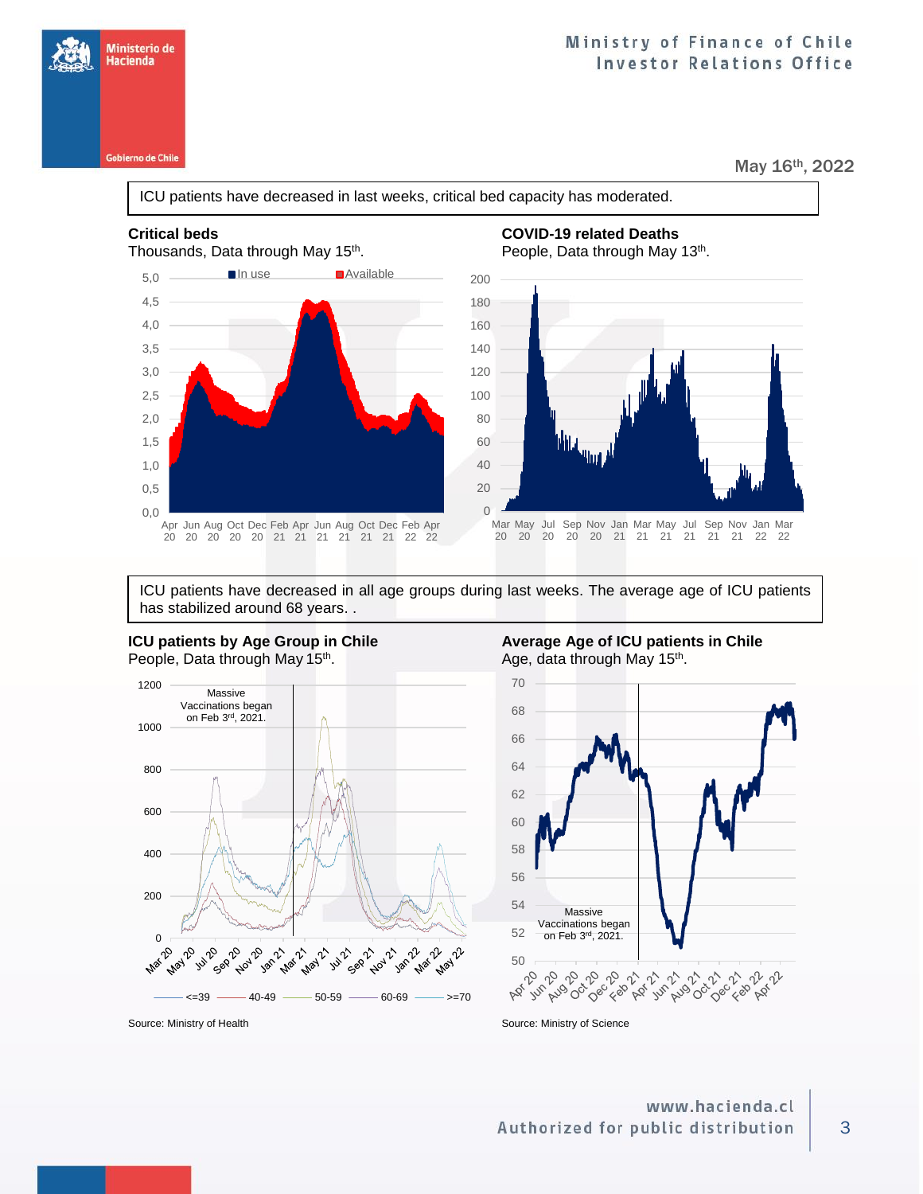ICU patients have decreased in last weeks, critical bed capacity has moderated.

**Critical beds**
Thousands, Data through May 15th.

In use
Available

5,0
4,5
4,0
3,5
3,0
2,5
2,0
1,5
1,0
0,5
0,0

Apr 20 Jun 20 Aug 20 Oct 20 Dec 20 Feb 21 Apr 21 Jun 21 Aug 21 Oct 21 Dec 21 Feb 22 Apr 22

**COVID-19 related Deaths**
People, Data through May 13th.

200
180
160
140
120
100
80
60
40
20
0

Mar 20 May 20 Jul 20 Sep 20 Nov 20 Jan 21 Mar 21 May 21 Jul 21 Sep 21 Nov 21 Jan 22 Mar 22

ICU patients have decreased in all age groups during last weeks. The average age of ICU patients has stabilized around 68 years. .

**ICU patients by Age Group in Chile**
People, Data through May 15th.

1200
1000
800
600
400
200
0

Massive Vaccinations began on Feb 3rd, 2021.

Mar 20 May 20 Jul 20 Sep 20 Nov 20 Jan 21 Mar 21 May 21 Jul 21 Sep 21 Nov 21 Jan 22 Mar 22 May 22

<=39 40-49 50-59 60-69 >=70

Source: Ministry of Health

**Average Age of ICU patients in Chile**
Age, data through May 15th.

70
68
66
64
62
60
58
56
54
52
50

Massive Vaccinations began on Feb 3rd, 2021.

Apr 20 Jun 20 Aug 20 Oct 20 Dec 20 Feb 21 Apr 21 Jun 21 Aug 21 Oct 21 Dec 21 Feb 22 Apr 22

Source: Ministry of Science